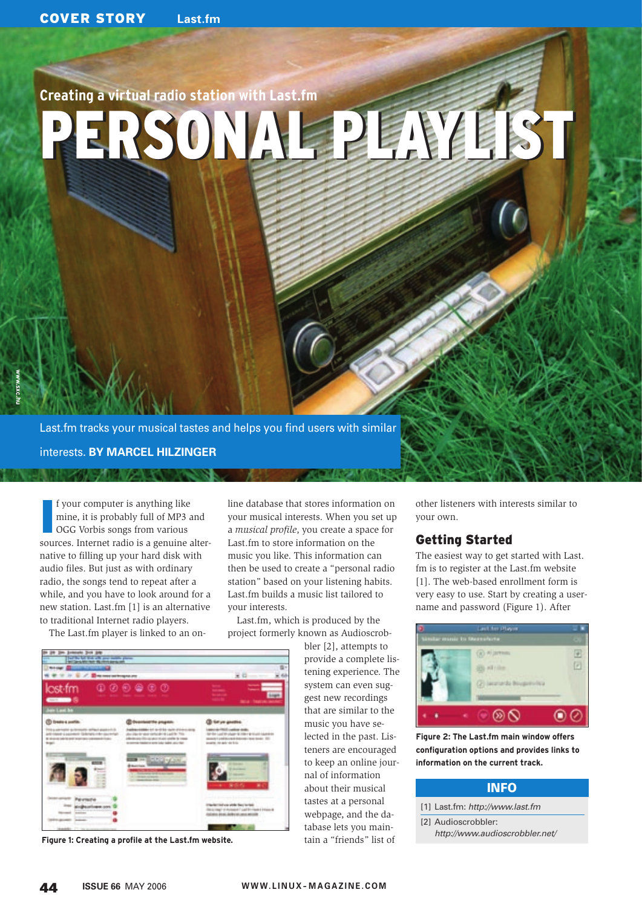Creating a virtual radio station with Last.fm

# PERSONAL PLAYLIST

Last.fm tracks your musical tastes and helps you find users with similar interests. **BY MARCEL HILZINGER**

If your computer is anything like mine, it is probably full of MP3 and OGG Vorbis songs from various sources. Internet radio is a genuine alternative to filling up your hard disk with audio files. But just as with ordinary radio, the songs tend to repeat after a while, and you have to look around for a new station. Last.fm [1] is an alternative to traditional Internet radio players.

The Last.fm player is linked to an online database that stores information on your musical interests. When you set up a *musical profile*, you create a space for Last.fm to store information on the music you like. This information can then be used to create a "personal radio station" based on your listening habits. Last.fm builds a music list tailored to your interests.

Last.fm, which is produced by the project formerly known as Audioscrobbler [2], attempts to provide a complete listening experience. The system can even suggest new recordings that are similar to the music you have selected in the past. Listeners are encouraged to keep an online journal of information about their musical tastes at a personal webpage, and the database lets you maintain a "friends" list of other listeners with interests similar to your own.

Figure 1: Creating a profile at the Last.fm website.

## Getting Started

The easiest way to get started with Last.fm is to register at the Last.fm website [1]. The web-based enrollment form is very easy to use. Start by creating a username and password (Figure 1). After

Figure 2: The Last.fm main window offers configuration options and provides links to information on the current track.

**INFO**

[1] Last.fm: *http://www.last.fm*

[2] Audioscrobbler: *http://www.audioscrobbler.net/*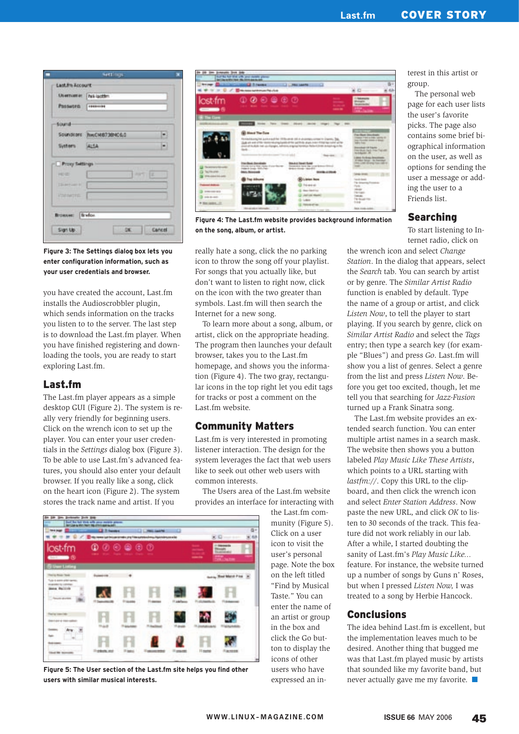Figure 3: The Settings dialog box lets you enter configuration information, such as your user credentials and browser.

you have created the account, Last.fm installs the Audioscrobbler plugin, which sends information on the tracks you listen to to the server. The last step is to download the Last.fm player. When you have finished registering and downloading the tools, you are ready to start exploring Last.fm.

## Last.fm

The Last.fm player appears as a simple desktop GUI (Figure 2). The system is really very friendly for beginning users. Click on the wrench icon to set up the player. You can enter your user credentials in the *Settings* dialog box (Figure 3). To be able to use Last.fm's advanced features, you should also enter your default browser. If you really like a song, click on the heart icon (Figure 2). The system stores the track name and artist. If you really hate a song, click the no parking icon to throw the song off your playlist. For songs that you actually like, but don't want to listen to right now, click on the icon with the two greater than symbols. Last.fm will then search the Internet for a new song.

To learn more about a song, album, or artist, click on the appropriate heading. The program then launches your default browser, takes you to the Last.fm homepage, and shows you the information (Figure 4). The two gray, rectangular icons in the top right let you edit tags for tracks or post a comment on the Last.fm website.

Figure 4: The Last.fm website provides background information on the song, album, or artist.

## Community Matters

Last.fm is very interested in promoting listener interaction. The design for the system leverages the fact that web users like to seek out other web users with common interests.

The Users area of the Last.fm website provides an interface for interacting with the Last.fm community (Figure 5). Click on a user icon to visit the user's personal page. Note the box on the left titled "Find by Musical Taste." You can enter the name of an artist or group in the box and click the Go button to display the icons of other users who have expressed an interest in this artist or group.

The personal web page for each user lists the user's favorite picks. The page also contains some brief biographical information on the user, as well as options for sending the user a message or adding the user to a Friends list.

Figure 5: The User section of the Last.fm site helps you find other users with similar musical interests.

## Searching

To start listening to Internet radio, click on the wrench icon and select *Change Station*. In the dialog that appears, select the *Search* tab. You can search by artist or by genre. The *Similar Artist Radio* function is enabled by default. Type the name of a group or artist, and click *Listen Now*, to tell the player to start playing. If you search by genre, click on *Similar Artist Radio* and select the *Tags* entry; then type a search key (for example "Blues") and press *Go*. Last.fm will show you a list of genres. Select a genre from the list and press *Listen Now*. Before you get too excited, though, let me tell you that searching for *Jazz-Fusion* turned up a Frank Sinatra song.

The Last.fm website provides an extended search function. You can enter multiple artist names in a search mask. The website then shows you a button labeled *Play Music Like These Artists*, which points to a URL starting with *lastfm://*. Copy this URL to the clipboard, and then click the wrench icon and select *Enter Station Address*. Now paste the new URL, and click *OK* to listen to 30 seconds of the track. This feature did not work reliably in our lab. After a while, I started doubting the sanity of Last.fm's *Play Music Like...* feature. For instance, the website turned up a number of songs by Guns n' Roses, but when I pressed *Listen Now*, I was treated to a song by Herbie Hancock.

## Conclusions

The idea behind Last.fm is excellent, but the implementation leaves much to be desired. Another thing that bugged me was that Last.fm played music by artists that sounded like my favorite band, but never actually gave me my favorite. ■